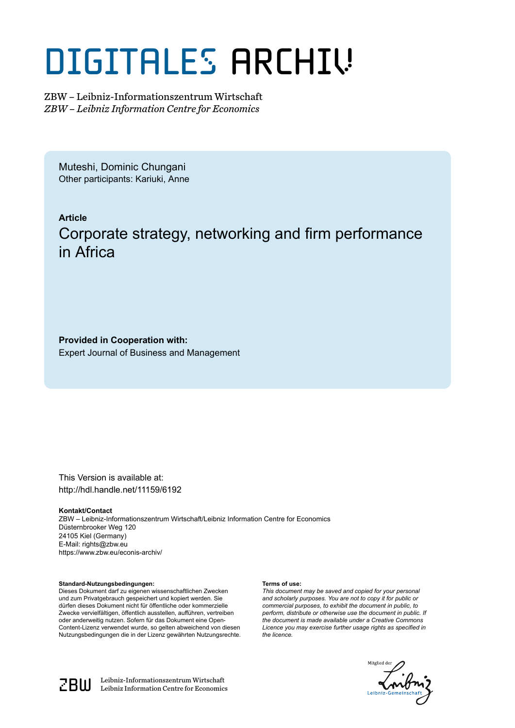# DIGITALES ARCHIV

ZBW – Leibniz-Informationszentrum Wirtschaft
*ZBW – Leibniz Information Centre for Economics*

Muteshi, Dominic Chungani
Other participants: Kariuki, Anne

**Article**

## Corporate strategy, networking and firm performance in Africa

**Provided in Cooperation with:**
Expert Journal of Business and Management

This Version is available at:
http://hdl.handle.net/11159/6192

**Kontakt/Contact**
ZBW – Leibniz-Informationszentrum Wirtschaft/Leibniz Information Centre for Economics
Düsternbrooker Weg 120
24105 Kiel (Germany)
E-Mail: rights@zbw.eu
https://www.zbw.eu/econis-archiv/

**Standard-Nutzungsbedingungen:**
Dieses Dokument darf zu eigenen wissenschaftlichen Zwecken und zum Privatgebrauch gespeichert und kopiert werden. Sie dürfen dieses Dokument nicht für öffentliche oder kommerzielle Zwecke vervielfältigen, öffentlich ausstellen, aufführen, vertreiben oder anderweitig nutzen. Sofern für das Dokument eine Open-Content-Lizenz verwendet wurde, so gelten abweichend von diesen Nutzungsbedingungen die in der Lizenz gewährten Nutzungsrechte.

**Terms of use:**
*This document may be saved and copied for your personal and scholarly purposes. You are not to copy it for public or commercial purposes, to exhibit the document in public, to perform, distribute or otherwise use the document in public. If the document is made available under a Creative Commons Licence you may exercise further usage rights as specified in the licence.*

ZBW Leibniz-Informationszentrum Wirtschaft
Leibniz Information Centre for Economics

Mitglied der Leibniz-Gemeinschaft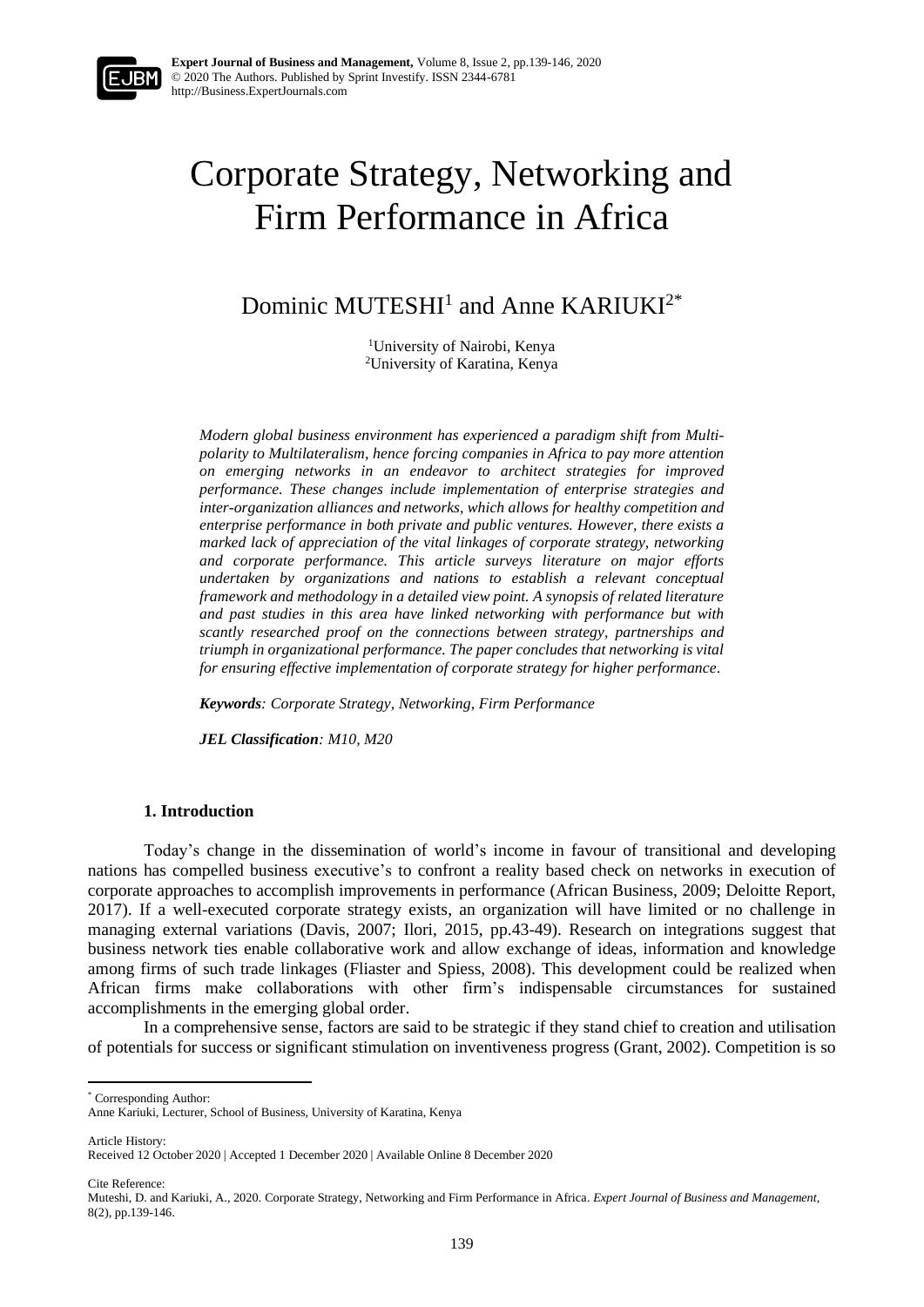# Corporate Strategy, Networking and Firm Performance in Africa

## Dominic MUTESHI[1] and Anne KARIUKI[2*]

[1]University of Nairobi, Kenya
[2]University of Karatina, Kenya

*Modern global business environment has experienced a paradigm shift from Multi-polarity to Multilateralism, hence forcing companies in Africa to pay more attention on emerging networks in an endeavor to architect strategies for improved performance. These changes include implementation of enterprise strategies and inter-organization alliances and networks, which allows for healthy competition and enterprise performance in both private and public ventures. However, there exists a marked lack of appreciation of the vital linkages of corporate strategy, networking and corporate performance. This article surveys literature on major efforts undertaken by organizations and nations to establish a relevant conceptual framework and methodology in a detailed view point. A synopsis of related literature and past studies in this area have linked networking with performance but with scantly researched proof on the connections between strategy, partnerships and triumph in organizational performance. The paper concludes that networking is vital for ensuring effective implementation of corporate strategy for higher performance.*

***Keywords**: Corporate Strategy, Networking, Firm Performance*

***JEL Classification**: M10, M20*

### 1. Introduction

Today's change in the dissemination of world's income in favour of transitional and developing nations has compelled business executive's to confront a reality based check on networks in execution of corporate approaches to accomplish improvements in performance (African Business, 2009; Deloitte Report, 2017). If a well-executed corporate strategy exists, an organization will have limited or no challenge in managing external variations (Davis, 2007; Ilori, 2015, pp.43-49). Research on integrations suggest that business network ties enable collaborative work and allow exchange of ideas, information and knowledge among firms of such trade linkages (Fliaster and Spiess, 2008). This development could be realized when African firms make collaborations with other firm's indispensable circumstances for sustained accomplishments in the emerging global order.

In a comprehensive sense, factors are said to be strategic if they stand chief to creation and utilisation of potentials for success or significant stimulation on inventiveness progress (Grant, 2002). Competition is so

---

* Corresponding Author:
Anne Kariuki, Lecturer, School of Business, University of Karatina, Kenya

Article History:
Received 12 October 2020 | Accepted 1 December 2020 | Available Online 8 December 2020

Cite Reference:
Muteshi, D. and Kariuki, A., 2020. Corporate Strategy, Networking and Firm Performance in Africa. *Expert Journal of Business and Management,* 8(2), pp.139-146.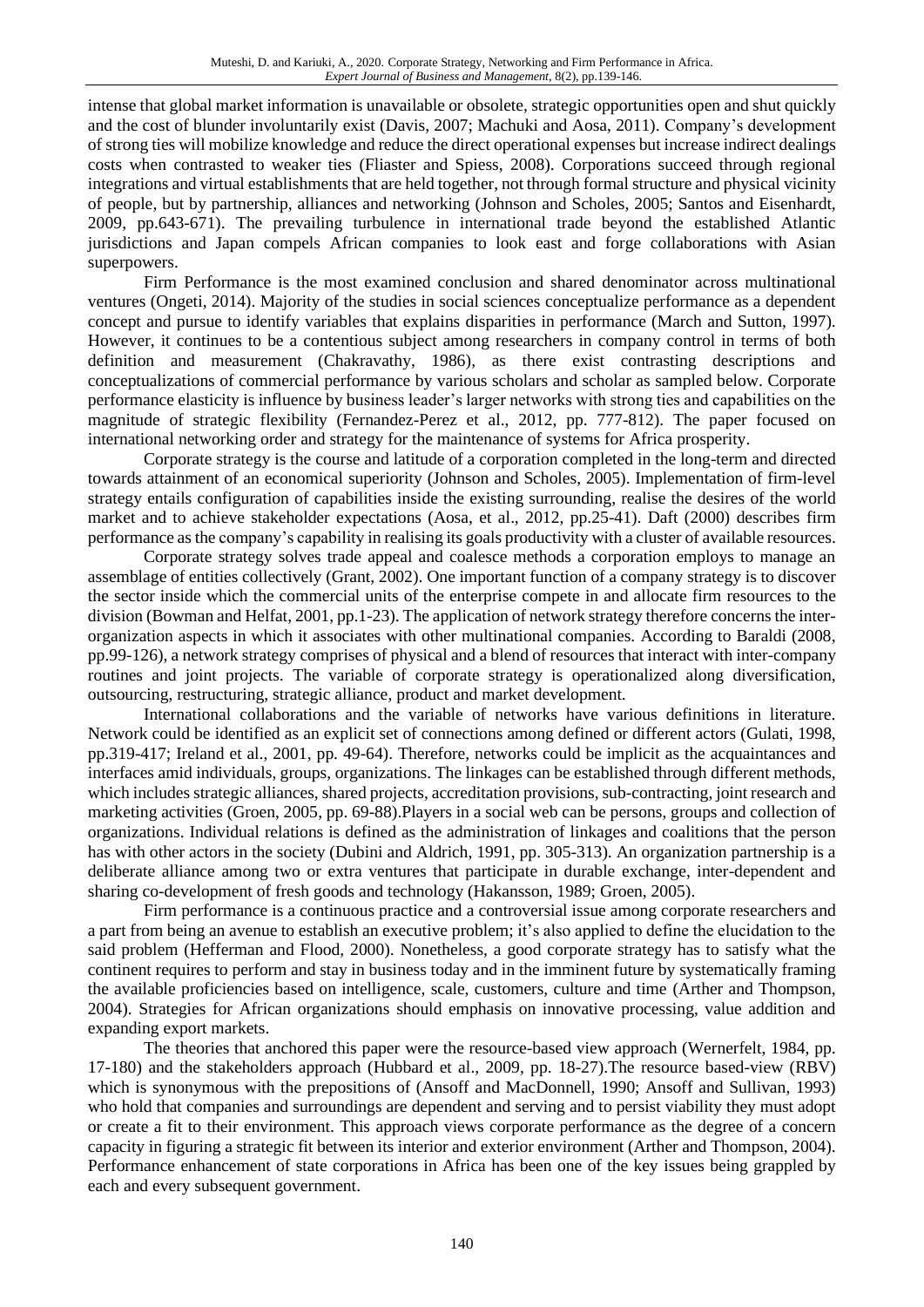intense that global market information is unavailable or obsolete, strategic opportunities open and shut quickly and the cost of blunder involuntarily exist (Davis, 2007; Machuki and Aosa, 2011). Company's development of strong ties will mobilize knowledge and reduce the direct operational expenses but increase indirect dealings costs when contrasted to weaker ties (Fliaster and Spiess, 2008). Corporations succeed through regional integrations and virtual establishments that are held together, not through formal structure and physical vicinity of people, but by partnership, alliances and networking (Johnson and Scholes, 2005; Santos and Eisenhardt, 2009, pp.643-671). The prevailing turbulence in international trade beyond the established Atlantic jurisdictions and Japan compels African companies to look east and forge collaborations with Asian superpowers.

Firm Performance is the most examined conclusion and shared denominator across multinational ventures (Ongeti, 2014). Majority of the studies in social sciences conceptualize performance as a dependent concept and pursue to identify variables that explains disparities in performance (March and Sutton, 1997). However, it continues to be a contentious subject among researchers in company control in terms of both definition and measurement (Chakravathy, 1986), as there exist contrasting descriptions and conceptualizations of commercial performance by various scholars and scholar as sampled below. Corporate performance elasticity is influence by business leader's larger networks with strong ties and capabilities on the magnitude of strategic flexibility (Fernandez-Perez et al., 2012, pp. 777-812). The paper focused on international networking order and strategy for the maintenance of systems for Africa prosperity.

Corporate strategy is the course and latitude of a corporation completed in the long-term and directed towards attainment of an economical superiority (Johnson and Scholes, 2005). Implementation of firm-level strategy entails configuration of capabilities inside the existing surrounding, realise the desires of the world market and to achieve stakeholder expectations (Aosa, et al., 2012, pp.25-41). Daft (2000) describes firm performance as the company's capability in realising its goals productivity with a cluster of available resources.

Corporate strategy solves trade appeal and coalesce methods a corporation employs to manage an assemblage of entities collectively (Grant, 2002). One important function of a company strategy is to discover the sector inside which the commercial units of the enterprise compete in and allocate firm resources to the division (Bowman and Helfat, 2001, pp.1-23). The application of network strategy therefore concerns the inter-organization aspects in which it associates with other multinational companies. According to Baraldi (2008, pp.99-126), a network strategy comprises of physical and a blend of resources that interact with inter-company routines and joint projects. The variable of corporate strategy is operationalized along diversification, outsourcing, restructuring, strategic alliance, product and market development.

International collaborations and the variable of networks have various definitions in literature. Network could be identified as an explicit set of connections among defined or different actors (Gulati, 1998, pp.319-417; Ireland et al., 2001, pp. 49-64). Therefore, networks could be implicit as the acquaintances and interfaces amid individuals, groups, organizations. The linkages can be established through different methods, which includes strategic alliances, shared projects, accreditation provisions, sub-contracting, joint research and marketing activities (Groen, 2005, pp. 69-88).Players in a social web can be persons, groups and collection of organizations. Individual relations is defined as the administration of linkages and coalitions that the person has with other actors in the society (Dubini and Aldrich, 1991, pp. 305-313). An organization partnership is a deliberate alliance among two or extra ventures that participate in durable exchange, inter-dependent and sharing co-development of fresh goods and technology (Hakansson, 1989; Groen, 2005).

Firm performance is a continuous practice and a controversial issue among corporate researchers and a part from being an avenue to establish an executive problem; it's also applied to define the elucidation to the said problem (Hefferman and Flood, 2000). Nonetheless, a good corporate strategy has to satisfy what the continent requires to perform and stay in business today and in the imminent future by systematically framing the available proficiencies based on intelligence, scale, customers, culture and time (Arther and Thompson, 2004). Strategies for African organizations should emphasis on innovative processing, value addition and expanding export markets.

The theories that anchored this paper were the resource-based view approach (Wernerfelt, 1984, pp. 17-180) and the stakeholders approach (Hubbard et al., 2009, pp. 18-27).The resource based-view (RBV) which is synonymous with the prepositions of (Ansoff and MacDonnell, 1990; Ansoff and Sullivan, 1993) who hold that companies and surroundings are dependent and serving and to persist viability they must adopt or create a fit to their environment. This approach views corporate performance as the degree of a concern capacity in figuring a strategic fit between its interior and exterior environment (Arther and Thompson, 2004). Performance enhancement of state corporations in Africa has been one of the key issues being grappled by each and every subsequent government.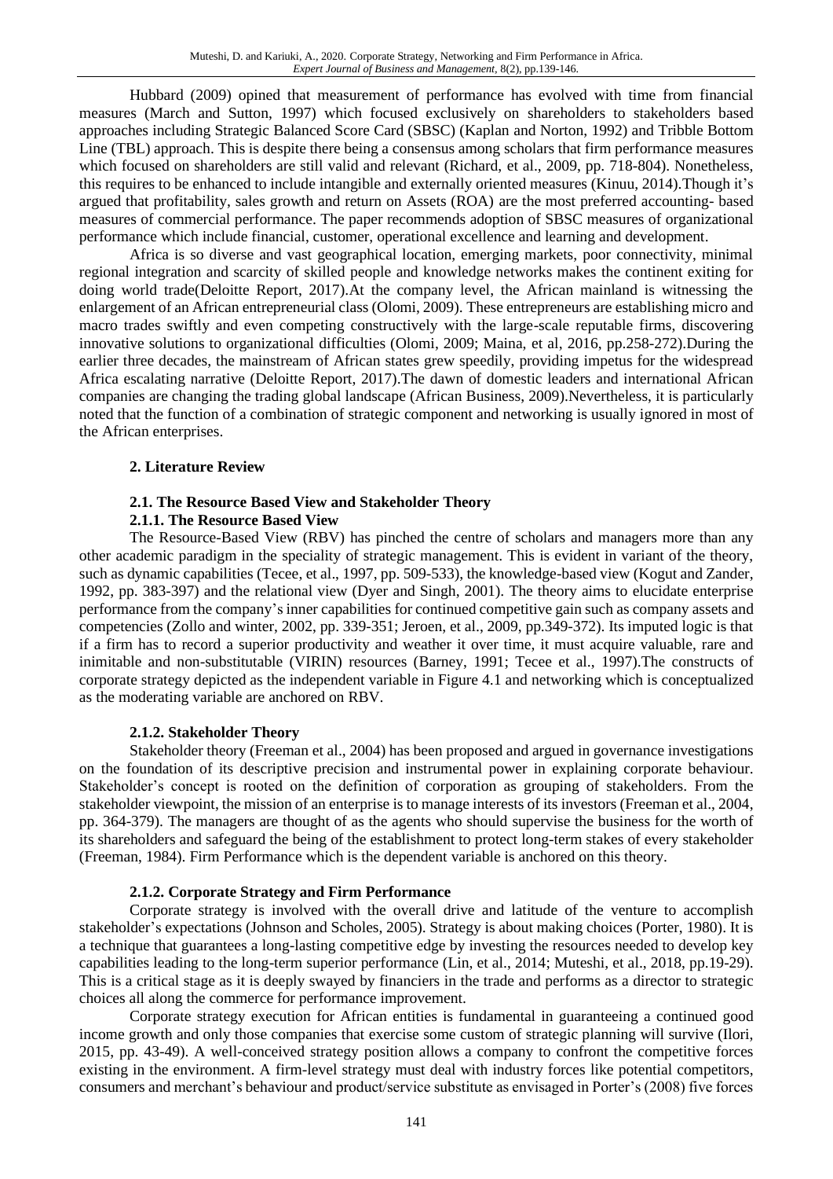Hubbard (2009) opined that measurement of performance has evolved with time from financial measures (March and Sutton, 1997) which focused exclusively on shareholders to stakeholders based approaches including Strategic Balanced Score Card (SBSC) (Kaplan and Norton, 1992) and Tribble Bottom Line (TBL) approach. This is despite there being a consensus among scholars that firm performance measures which focused on shareholders are still valid and relevant (Richard, et al., 2009, pp. 718-804). Nonetheless, this requires to be enhanced to include intangible and externally oriented measures (Kinuu, 2014).Though it's argued that profitability, sales growth and return on Assets (ROA) are the most preferred accounting- based measures of commercial performance. The paper recommends adoption of SBSC measures of organizational performance which include financial, customer, operational excellence and learning and development.

Africa is so diverse and vast geographical location, emerging markets, poor connectivity, minimal regional integration and scarcity of skilled people and knowledge networks makes the continent exiting for doing world trade(Deloitte Report, 2017).At the company level, the African mainland is witnessing the enlargement of an African entrepreneurial class (Olomi, 2009). These entrepreneurs are establishing micro and macro trades swiftly and even competing constructively with the large-scale reputable firms, discovering innovative solutions to organizational difficulties (Olomi, 2009; Maina, et al, 2016, pp.258-272).During the earlier three decades, the mainstream of African states grew speedily, providing impetus for the widespread Africa escalating narrative (Deloitte Report, 2017).The dawn of domestic leaders and international African companies are changing the trading global landscape (African Business, 2009).Nevertheless, it is particularly noted that the function of a combination of strategic component and networking is usually ignored in most of the African enterprises.

## 2. Literature Review

### 2.1. The Resource Based View and Stakeholder Theory

#### 2.1.1. The Resource Based View

The Resource-Based View (RBV) has pinched the centre of scholars and managers more than any other academic paradigm in the speciality of strategic management. This is evident in variant of the theory, such as dynamic capabilities (Tecee, et al., 1997, pp. 509-533), the knowledge-based view (Kogut and Zander, 1992, pp. 383-397) and the relational view (Dyer and Singh, 2001). The theory aims to elucidate enterprise performance from the company's inner capabilities for continued competitive gain such as company assets and competencies (Zollo and winter, 2002, pp. 339-351; Jeroen, et al., 2009, pp.349-372). Its imputed logic is that if a firm has to record a superior productivity and weather it over time, it must acquire valuable, rare and inimitable and non-substitutable (VIRIN) resources (Barney, 1991; Tecee et al., 1997).The constructs of corporate strategy depicted as the independent variable in Figure 4.1 and networking which is conceptualized as the moderating variable are anchored on RBV.

#### 2.1.2. Stakeholder Theory

Stakeholder theory (Freeman et al., 2004) has been proposed and argued in governance investigations on the foundation of its descriptive precision and instrumental power in explaining corporate behaviour. Stakeholder's concept is rooted on the definition of corporation as grouping of stakeholders. From the stakeholder viewpoint, the mission of an enterprise is to manage interests of its investors (Freeman et al., 2004, pp. 364-379). The managers are thought of as the agents who should supervise the business for the worth of its shareholders and safeguard the being of the establishment to protect long-term stakes of every stakeholder (Freeman, 1984). Firm Performance which is the dependent variable is anchored on this theory.

#### 2.1.2. Corporate Strategy and Firm Performance

Corporate strategy is involved with the overall drive and latitude of the venture to accomplish stakeholder's expectations (Johnson and Scholes, 2005). Strategy is about making choices (Porter, 1980). It is a technique that guarantees a long-lasting competitive edge by investing the resources needed to develop key capabilities leading to the long-term superior performance (Lin, et al., 2014; Muteshi, et al., 2018, pp.19-29). This is a critical stage as it is deeply swayed by financiers in the trade and performs as a director to strategic choices all along the commerce for performance improvement.

Corporate strategy execution for African entities is fundamental in guaranteeing a continued good income growth and only those companies that exercise some custom of strategic planning will survive (Ilori, 2015, pp. 43-49). A well-conceived strategy position allows a company to confront the competitive forces existing in the environment. A firm-level strategy must deal with industry forces like potential competitors, consumers and merchant's behaviour and product/service substitute as envisaged in Porter's (2008) five forces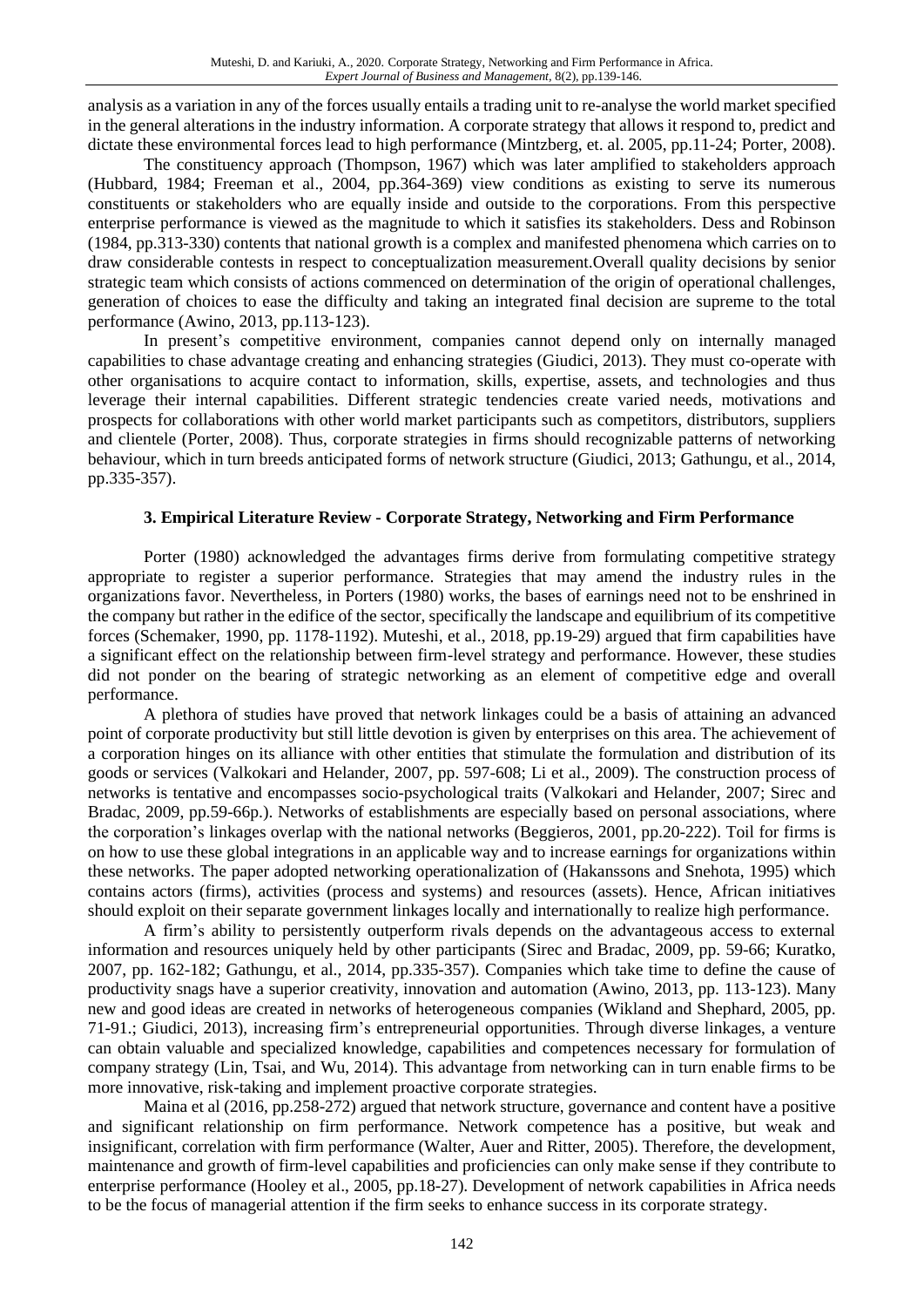analysis as a variation in any of the forces usually entails a trading unit to re-analyse the world market specified in the general alterations in the industry information. A corporate strategy that allows it respond to, predict and dictate these environmental forces lead to high performance (Mintzberg, et. al. 2005, pp.11-24; Porter, 2008).

The constituency approach (Thompson, 1967) which was later amplified to stakeholders approach (Hubbard, 1984; Freeman et al., 2004, pp.364-369) view conditions as existing to serve its numerous constituents or stakeholders who are equally inside and outside to the corporations. From this perspective enterprise performance is viewed as the magnitude to which it satisfies its stakeholders. Dess and Robinson (1984, pp.313-330) contents that national growth is a complex and manifested phenomena which carries on to draw considerable contests in respect to conceptualization measurement.Overall quality decisions by senior strategic team which consists of actions commenced on determination of the origin of operational challenges, generation of choices to ease the difficulty and taking an integrated final decision are supreme to the total performance (Awino, 2013, pp.113-123).

In present's competitive environment, companies cannot depend only on internally managed capabilities to chase advantage creating and enhancing strategies (Giudici, 2013). They must co-operate with other organisations to acquire contact to information, skills, expertise, assets, and technologies and thus leverage their internal capabilities. Different strategic tendencies create varied needs, motivations and prospects for collaborations with other world market participants such as competitors, distributors, suppliers and clientele (Porter, 2008). Thus, corporate strategies in firms should recognizable patterns of networking behaviour, which in turn breeds anticipated forms of network structure (Giudici, 2013; Gathungu, et al., 2014, pp.335-357).

## 3. Empirical Literature Review - Corporate Strategy, Networking and Firm Performance

Porter (1980) acknowledged the advantages firms derive from formulating competitive strategy appropriate to register a superior performance. Strategies that may amend the industry rules in the organizations favor. Nevertheless, in Porters (1980) works, the bases of earnings need not to be enshrined in the company but rather in the edifice of the sector, specifically the landscape and equilibrium of its competitive forces (Schemaker, 1990, pp. 1178-1192). Muteshi, et al., 2018, pp.19-29) argued that firm capabilities have a significant effect on the relationship between firm-level strategy and performance. However, these studies did not ponder on the bearing of strategic networking as an element of competitive edge and overall performance.

A plethora of studies have proved that network linkages could be a basis of attaining an advanced point of corporate productivity but still little devotion is given by enterprises on this area. The achievement of a corporation hinges on its alliance with other entities that stimulate the formulation and distribution of its goods or services (Valkokari and Helander, 2007, pp. 597-608; Li et al., 2009). The construction process of networks is tentative and encompasses socio-psychological traits (Valkokari and Helander, 2007; Sirec and Bradac, 2009, pp.59-66p.). Networks of establishments are especially based on personal associations, where the corporation's linkages overlap with the national networks (Beggieros, 2001, pp.20-222). Toil for firms is on how to use these global integrations in an applicable way and to increase earnings for organizations within these networks. The paper adopted networking operationalization of (Hakanssons and Snehota, 1995) which contains actors (firms), activities (process and systems) and resources (assets). Hence, African initiatives should exploit on their separate government linkages locally and internationally to realize high performance.

A firm's ability to persistently outperform rivals depends on the advantageous access to external information and resources uniquely held by other participants (Sirec and Bradac, 2009, pp. 59-66; Kuratko, 2007, pp. 162-182; Gathungu, et al., 2014, pp.335-357). Companies which take time to define the cause of productivity snags have a superior creativity, innovation and automation (Awino, 2013, pp. 113-123). Many new and good ideas are created in networks of heterogeneous companies (Wikland and Shephard, 2005, pp. 71-91.; Giudici, 2013), increasing firm's entrepreneurial opportunities. Through diverse linkages, a venture can obtain valuable and specialized knowledge, capabilities and competences necessary for formulation of company strategy (Lin, Tsai, and Wu, 2014). This advantage from networking can in turn enable firms to be more innovative, risk-taking and implement proactive corporate strategies.

Maina et al (2016, pp.258-272) argued that network structure, governance and content have a positive and significant relationship on firm performance. Network competence has a positive, but weak and insignificant, correlation with firm performance (Walter, Auer and Ritter, 2005). Therefore, the development, maintenance and growth of firm-level capabilities and proficiencies can only make sense if they contribute to enterprise performance (Hooley et al., 2005, pp.18-27). Development of network capabilities in Africa needs to be the focus of managerial attention if the firm seeks to enhance success in its corporate strategy.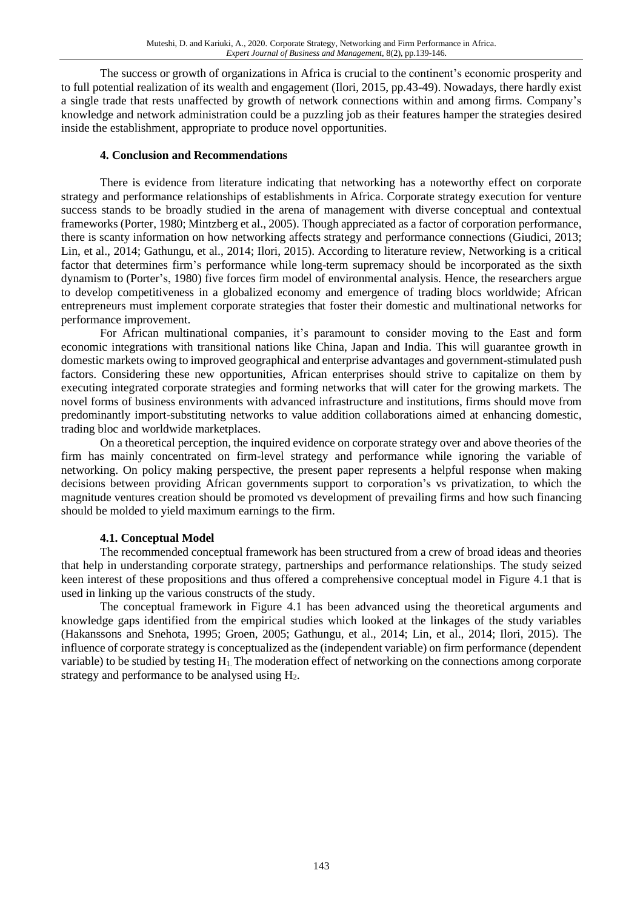The success or growth of organizations in Africa is crucial to the continent's economic prosperity and to full potential realization of its wealth and engagement (Ilori, 2015, pp.43-49). Nowadays, there hardly exist a single trade that rests unaffected by growth of network connections within and among firms. Company's knowledge and network administration could be a puzzling job as their features hamper the strategies desired inside the establishment, appropriate to produce novel opportunities.

## 4. Conclusion and Recommendations

There is evidence from literature indicating that networking has a noteworthy effect on corporate strategy and performance relationships of establishments in Africa. Corporate strategy execution for venture success stands to be broadly studied in the arena of management with diverse conceptual and contextual frameworks (Porter, 1980; Mintzberg et al., 2005). Though appreciated as a factor of corporation performance, there is scanty information on how networking affects strategy and performance connections (Giudici, 2013; Lin, et al., 2014; Gathungu, et al., 2014; Ilori, 2015). According to literature review, Networking is a critical factor that determines firm's performance while long-term supremacy should be incorporated as the sixth dynamism to (Porter's, 1980) five forces firm model of environmental analysis. Hence, the researchers argue to develop competitiveness in a globalized economy and emergence of trading blocs worldwide; African entrepreneurs must implement corporate strategies that foster their domestic and multinational networks for performance improvement.

For African multinational companies, it's paramount to consider moving to the East and form economic integrations with transitional nations like China, Japan and India. This will guarantee growth in domestic markets owing to improved geographical and enterprise advantages and government-stimulated push factors. Considering these new opportunities, African enterprises should strive to capitalize on them by executing integrated corporate strategies and forming networks that will cater for the growing markets. The novel forms of business environments with advanced infrastructure and institutions, firms should move from predominantly import-substituting networks to value addition collaborations aimed at enhancing domestic, trading bloc and worldwide marketplaces.

On a theoretical perception, the inquired evidence on corporate strategy over and above theories of the firm has mainly concentrated on firm-level strategy and performance while ignoring the variable of networking. On policy making perspective, the present paper represents a helpful response when making decisions between providing African governments support to corporation's vs privatization, to which the magnitude ventures creation should be promoted vs development of prevailing firms and how such financing should be molded to yield maximum earnings to the firm.

### 4.1. Conceptual Model

The recommended conceptual framework has been structured from a crew of broad ideas and theories that help in understanding corporate strategy, partnerships and performance relationships. The study seized keen interest of these propositions and thus offered a comprehensive conceptual model in Figure 4.1 that is used in linking up the various constructs of the study.

The conceptual framework in Figure 4.1 has been advanced using the theoretical arguments and knowledge gaps identified from the empirical studies which looked at the linkages of the study variables (Hakanssons and Snehota, 1995; Groen, 2005; Gathungu, et al., 2014; Lin, et al., 2014; Ilori, 2015). The influence of corporate strategy is conceptualized as the (independent variable) on firm performance (dependent variable) to be studied by testing $H_1$. The moderation effect of networking on the connections among corporate strategy and performance to be analysed using $H_2$.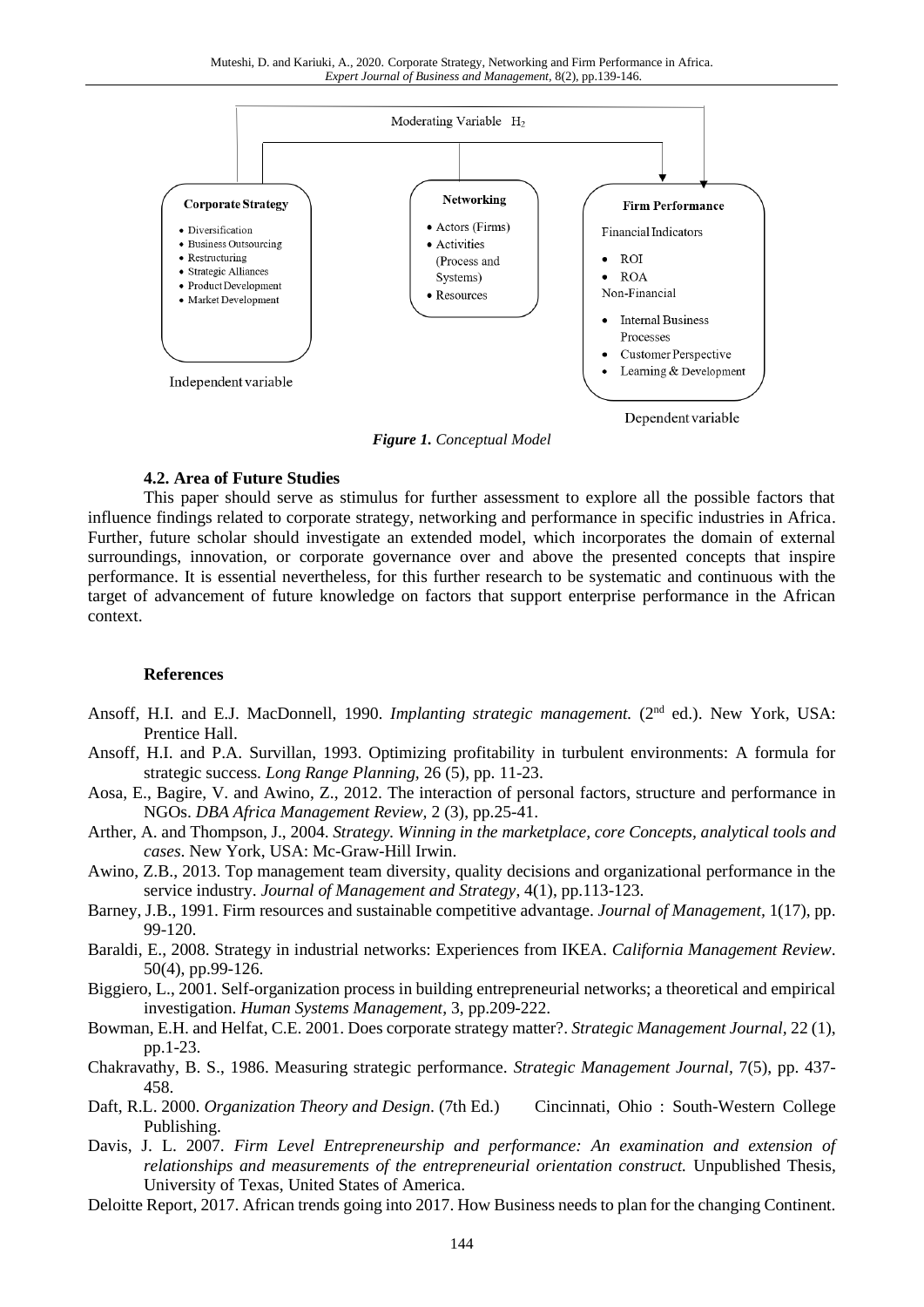Moderating Variable $H_2$

**Corporate Strategy**

- Diversification
- Business Outsourcing
- Restructuring
- Strategic Alliances
- Product Development
- Market Development

Independent variable

**Networking**

- Actors (Firms)
- Activities (Process and Systems)
- Resources

**Firm Performance**

Financial Indicators

- ROI
- ROA

Non-Financial

- Internal Business Processes
- Customer Perspective
- Learning & Development

Dependent variable

***Figure 1.*** *Conceptual Model*

#### 4.2. Area of Future Studies

This paper should serve as stimulus for further assessment to explore all the possible factors that influence findings related to corporate strategy, networking and performance in specific industries in Africa. Further, future scholar should investigate an extended model, which incorporates the domain of external surroundings, innovation, or corporate governance over and above the presented concepts that inspire performance. It is essential nevertheless, for this further research to be systematic and continuous with the target of advancement of future knowledge on factors that support enterprise performance in the African context.

#### References

Ansoff, H.I. and E.J. MacDonnell, 1990. *Implanting strategic management.* (2nd ed.). New York, USA: Prentice Hall.

Ansoff, H.I. and P.A. Survillan, 1993. Optimizing profitability in turbulent environments: A formula for strategic success. *Long Range Planning,* 26 (5), pp. 11-23.

Aosa, E., Bagire, V. and Awino, Z., 2012. The interaction of personal factors, structure and performance in NGOs. *DBA Africa Management Review,* 2 (3), pp.25-41.

Arther, A. and Thompson, J., 2004. *Strategy. Winning in the marketplace, core Concepts, analytical tools and cases*. New York, USA: Mc-Graw-Hill Irwin.

Awino, Z.B., 2013. Top management team diversity, quality decisions and organizational performance in the service industry. *Journal of Management and Strategy*, 4(1), pp.113-123.

Barney, J.B., 1991. Firm resources and sustainable competitive advantage. *Journal of Management*, 1(17), pp. 99-120.

Baraldi, E., 2008. Strategy in industrial networks: Experiences from IKEA. *California Management Review*. 50(4), pp.99-126.

Biggiero, L., 2001. Self-organization process in building entrepreneurial networks; a theoretical and empirical investigation. *Human Systems Management*, 3, pp.209-222.

Bowman, E.H. and Helfat, C.E. 2001. Does corporate strategy matter?. *Strategic Management Journal*, 22 (1), pp.1-23.

Chakravathy, B. S., 1986. Measuring strategic performance. *Strategic Management Journal*, 7(5), pp. 437-458.

Daft, R.L. 2000. *Organization Theory and Design*. (7th Ed.) Cincinnati, Ohio : South-Western College Publishing.

Davis, J. L. 2007. *Firm Level Entrepreneurship and performance: An examination and extension of relationships and measurements of the entrepreneurial orientation construct.* Unpublished Thesis, University of Texas, United States of America.

Deloitte Report, 2017. African trends going into 2017. How Business needs to plan for the changing Continent.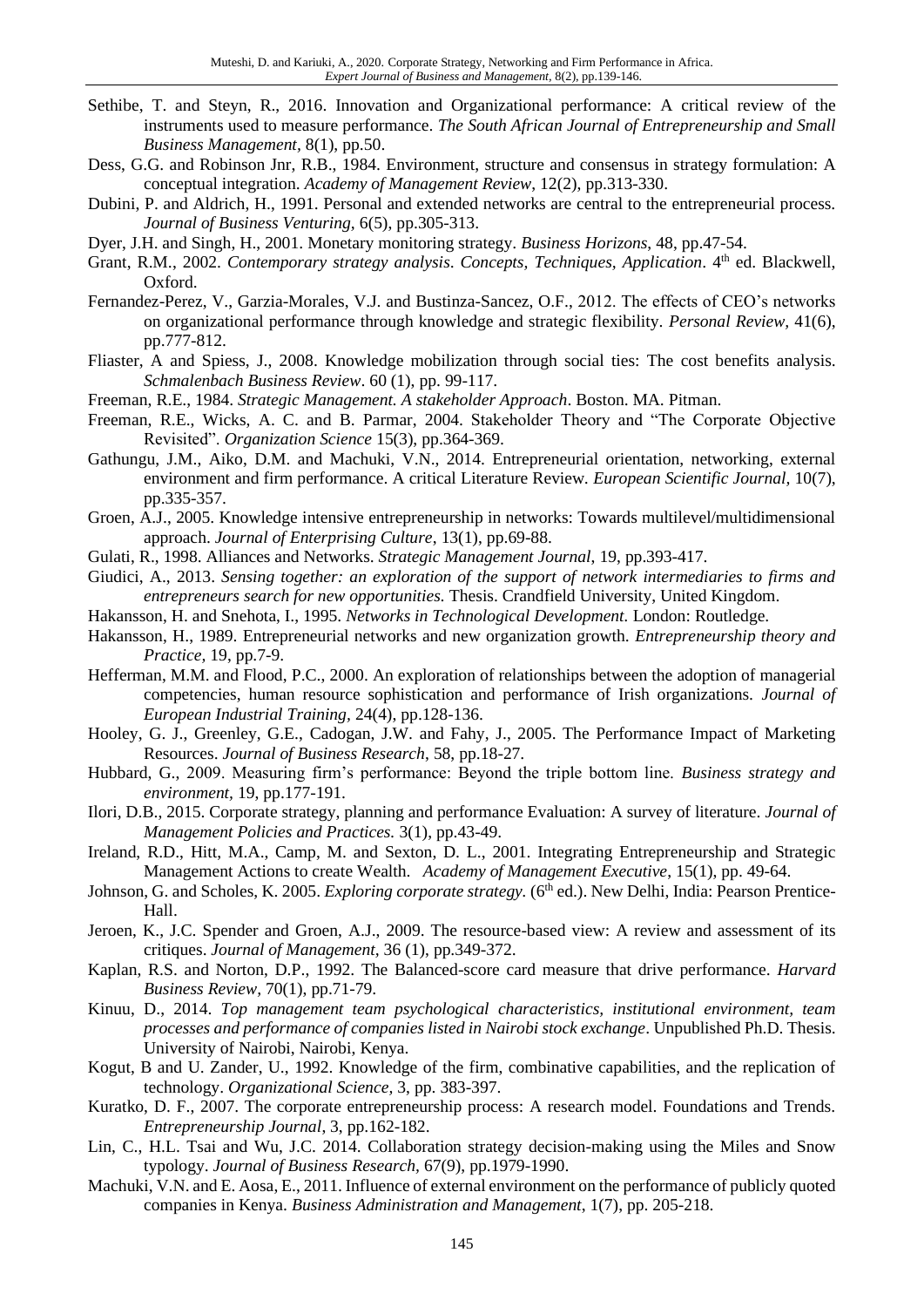Sethibe, T. and Steyn, R., 2016. Innovation and Organizational performance: A critical review of the instruments used to measure performance. *The South African Journal of Entrepreneurship and Small Business Management*, 8(1), pp.50.

Dess, G.G. and Robinson Jnr, R.B., 1984. Environment, structure and consensus in strategy formulation: A conceptual integration. *Academy of Management Review*, 12(2), pp.313-330.

Dubini, P. and Aldrich, H., 1991. Personal and extended networks are central to the entrepreneurial process. *Journal of Business Venturing*, 6(5), pp.305-313.

Dyer, J.H. and Singh, H., 2001. Monetary monitoring strategy. *Business Horizons*, 48, pp.47-54.

Grant, R.M., 2002. *Contemporary strategy analysis. Concepts, Techniques, Application*. 4th ed. Blackwell, Oxford.

Fernandez-Perez, V., Garzia-Morales, V.J. and Bustinza-Sancez, O.F., 2012. The effects of CEO's networks on organizational performance through knowledge and strategic flexibility. *Personal Review*, 41(6), pp.777-812.

Fliaster, A and Spiess, J., 2008. Knowledge mobilization through social ties: The cost benefits analysis. *Schmalenbach Business Review*. 60 (1), pp. 99-117.

Freeman, R.E., 1984. *Strategic Management. A stakeholder Approach*. Boston. MA. Pitman.

Freeman, R.E., Wicks, A. C. and B. Parmar, 2004. Stakeholder Theory and "The Corporate Objective Revisited". *Organization Science* 15(3), pp.364-369.

Gathungu, J.M., Aiko, D.M. and Machuki, V.N., 2014. Entrepreneurial orientation, networking, external environment and firm performance. A critical Literature Review. *European Scientific Journal*, 10(7), pp.335-357.

Groen, A.J., 2005. Knowledge intensive entrepreneurship in networks: Towards multilevel/multidimensional approach. *Journal of Enterprising Culture*, 13(1), pp.69-88.

Gulati, R., 1998. Alliances and Networks. *Strategic Management Journal*, 19, pp.393-417.

Giudici, A., 2013. *Sensing together: an exploration of the support of network intermediaries to firms and entrepreneurs search for new opportunities.* Thesis. Crandfield University, United Kingdom.

Hakansson, H. and Snehota, I., 1995. *Networks in Technological Development.* London: Routledge.

Hakansson, H., 1989. Entrepreneurial networks and new organization growth. *Entrepreneurship theory and Practice*, 19, pp.7-9.

Hefferman, M.M. and Flood, P.C., 2000. An exploration of relationships between the adoption of managerial competencies, human resource sophistication and performance of Irish organizations. *Journal of European Industrial Training*, 24(4), pp.128-136.

Hooley, G. J., Greenley, G.E., Cadogan, J.W. and Fahy, J., 2005. The Performance Impact of Marketing Resources. *Journal of Business Research*, 58, pp.18-27.

Hubbard, G., 2009. Measuring firm's performance: Beyond the triple bottom line. *Business strategy and environment*, 19, pp.177-191.

Ilori, D.B., 2015. Corporate strategy, planning and performance Evaluation: A survey of literature. *Journal of Management Policies and Practices.* 3(1), pp.43-49.

Ireland, R.D., Hitt, M.A., Camp, M. and Sexton, D. L., 2001. Integrating Entrepreneurship and Strategic Management Actions to create Wealth. *Academy of Management Executive*, 15(1), pp. 49-64.

Johnson, G. and Scholes, K. 2005. *Exploring corporate strategy.* (6th ed.). New Delhi, India: Pearson Prentice-Hall.

Jeroen, K., J.C. Spender and Groen, A.J., 2009. The resource-based view: A review and assessment of its critiques. *Journal of Management*, 36 (1), pp.349-372.

Kaplan, R.S. and Norton, D.P., 1992. The Balanced-score card measure that drive performance. *Harvard Business Review*, 70(1), pp.71-79.

Kinuu, D., 2014. *Top management team psychological characteristics, institutional environment, team processes and performance of companies listed in Nairobi stock exchange*. Unpublished Ph.D. Thesis. University of Nairobi, Nairobi, Kenya.

Kogut, B and U. Zander, U., 1992. Knowledge of the firm, combinative capabilities, and the replication of technology. *Organizational Science*, 3, pp. 383-397.

Kuratko, D. F., 2007. The corporate entrepreneurship process: A research model. Foundations and Trends. *Entrepreneurship Journal*, 3, pp.162-182.

Lin, C., H.L. Tsai and Wu, J.C. 2014. Collaboration strategy decision-making using the Miles and Snow typology. *Journal of Business Research*, 67(9), pp.1979-1990.

Machuki, V.N. and E. Aosa, E., 2011. Influence of external environment on the performance of publicly quoted companies in Kenya. *Business Administration and Management*, 1(7), pp. 205-218.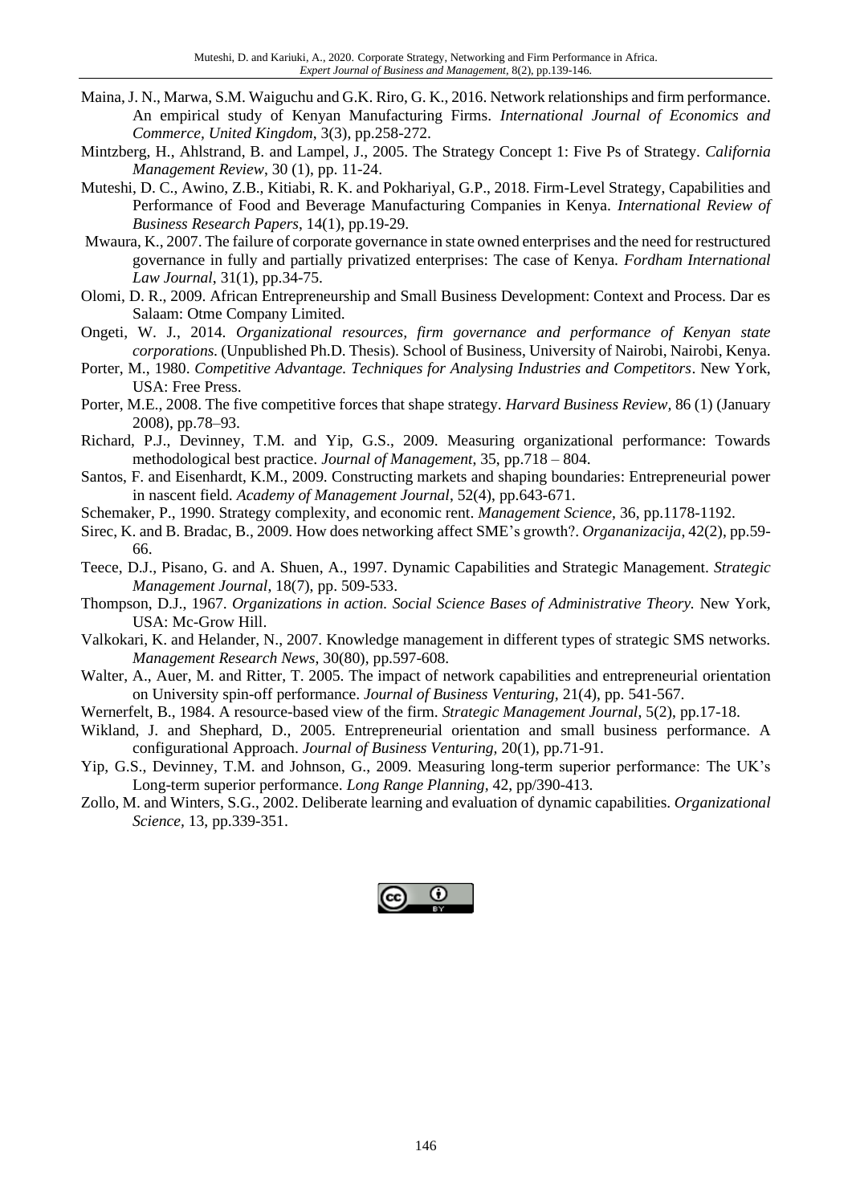Maina, J. N., Marwa, S.M. Waiguchu and G.K. Riro, G. K., 2016. Network relationships and firm performance. An empirical study of Kenyan Manufacturing Firms. *International Journal of Economics and Commerce, United Kingdom*, 3(3), pp.258-272.

Mintzberg, H., Ahlstrand, B. and Lampel, J., 2005. The Strategy Concept 1: Five Ps of Strategy. *California Management Review*, 30 (1), pp. 11-24.

Muteshi, D. C., Awino, Z.B., Kitiabi, R. K. and Pokhariyal, G.P., 2018. Firm-Level Strategy, Capabilities and Performance of Food and Beverage Manufacturing Companies in Kenya. *International Review of Business Research Papers*, 14(1), pp.19-29.

Mwaura, K., 2007. The failure of corporate governance in state owned enterprises and the need for restructured governance in fully and partially privatized enterprises: The case of Kenya. *Fordham International Law Journal*, 31(1), pp.34-75.

Olomi, D. R., 2009. African Entrepreneurship and Small Business Development: Context and Process. Dar es Salaam: Otme Company Limited.

Ongeti, W. J., 2014. *Organizational resources, firm governance and performance of Kenyan state corporations*. (Unpublished Ph.D. Thesis). School of Business, University of Nairobi, Nairobi, Kenya.

Porter, M., 1980. *Competitive Advantage. Techniques for Analysing Industries and Competitors*. New York, USA: Free Press.

Porter, M.E., 2008. The five competitive forces that shape strategy. *Harvard Business Review*, 86 (1) (January 2008), pp.78–93.

Richard, P.J., Devinney, T.M. and Yip, G.S., 2009. Measuring organizational performance: Towards methodological best practice. *Journal of Management*, 35, pp.718 – 804.

Santos, F. and Eisenhardt, K.M., 2009. Constructing markets and shaping boundaries: Entrepreneurial power in nascent field. *Academy of Management Journal*, 52(4), pp.643-671.

Schemaker, P., 1990. Strategy complexity, and economic rent. *Management Science*, 36, pp.1178-1192.

Sirec, K. and B. Bradac, B., 2009. How does networking affect SME's growth?. *Organanizacija*, 42(2), pp.59-66.

Teece, D.J., Pisano, G. and A. Shuen, A., 1997. Dynamic Capabilities and Strategic Management. *Strategic Management Journal*, 18(7), pp. 509-533.

Thompson, D.J., 1967. *Organizations in action. Social Science Bases of Administrative Theory.* New York, USA: Mc-Grow Hill.

Valkokari, K. and Helander, N., 2007. Knowledge management in different types of strategic SMS networks. *Management Research News*, 30(80), pp.597-608.

Walter, A., Auer, M. and Ritter, T. 2005. The impact of network capabilities and entrepreneurial orientation on University spin-off performance. *Journal of Business Venturing*, 21(4), pp. 541-567.

Wernerfelt, B., 1984. A resource-based view of the firm. *Strategic Management Journal*, 5(2), pp.17-18.

Wikland, J. and Shephard, D., 2005. Entrepreneurial orientation and small business performance. A configurational Approach. *Journal of Business Venturing*, 20(1), pp.71-91.

Yip, G.S., Devinney, T.M. and Johnson, G., 2009. Measuring long-term superior performance: The UK's Long-term superior performance. *Long Range Planning*, 42, pp/390-413.

Zollo, M. and Winters, S.G., 2002. Deliberate learning and evaluation of dynamic capabilities. *Organizational Science*, 13, pp.339-351.